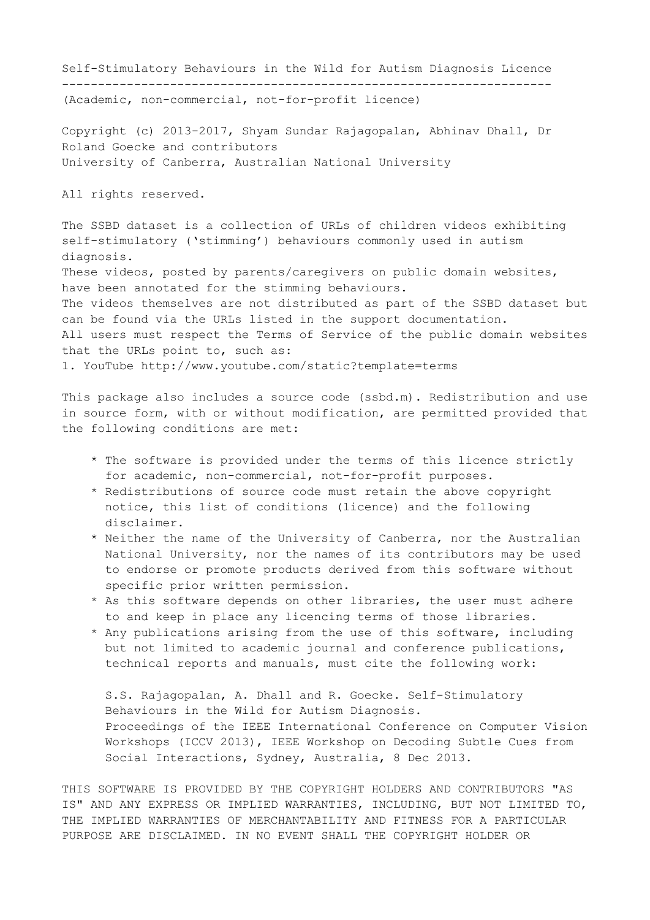# Self-Stimulatory Behaviours in the Wild for Autism Diagnosis Licence

(Academic, non-commercial, not-for-profit licence)

Copyright (c) 2013-2017, Shyam Sundar Rajagopalan, Abhinav Dhall, Dr Roland Goecke and contributors
University of Canberra, Australian National University

All rights reserved.

The SSBD dataset is a collection of URLs of children videos exhibiting self-stimulatory ('stimming') behaviours commonly used in autism diagnosis.
These videos, posted by parents/caregivers on public domain websites, have been annotated for the stimming behaviours.
The videos themselves are not distributed as part of the SSBD dataset but can be found via the URLs listed in the support documentation.
All users must respect the Terms of Service of the public domain websites that the URLs point to, such as:
1. YouTube http://www.youtube.com/static?template=terms

This package also includes a source code (ssbd.m). Redistribution and use in source form, with or without modification, are permitted provided that the following conditions are met:

* The software is provided under the terms of this licence strictly for academic, non-commercial, not-for-profit purposes.
* Redistributions of source code must retain the above copyright notice, this list of conditions (licence) and the following disclaimer.
* Neither the name of the University of Canberra, nor the Australian National University, nor the names of its contributors may be used to endorse or promote products derived from this software without specific prior written permission.
* As this software depends on other libraries, the user must adhere to and keep in place any licencing terms of those libraries.
* Any publications arising from the use of this software, including but not limited to academic journal and conference publications, technical reports and manuals, must cite the following work:

  S.S. Rajagopalan, A. Dhall and R. Goecke. Self-Stimulatory Behaviours in the Wild for Autism Diagnosis.
  Proceedings of the IEEE International Conference on Computer Vision Workshops (ICCV 2013), IEEE Workshop on Decoding Subtle Cues from Social Interactions, Sydney, Australia, 8 Dec 2013.

THIS SOFTWARE IS PROVIDED BY THE COPYRIGHT HOLDERS AND CONTRIBUTORS "AS IS" AND ANY EXPRESS OR IMPLIED WARRANTIES, INCLUDING, BUT NOT LIMITED TO, THE IMPLIED WARRANTIES OF MERCHANTABILITY AND FITNESS FOR A PARTICULAR PURPOSE ARE DISCLAIMED. IN NO EVENT SHALL THE COPYRIGHT HOLDER OR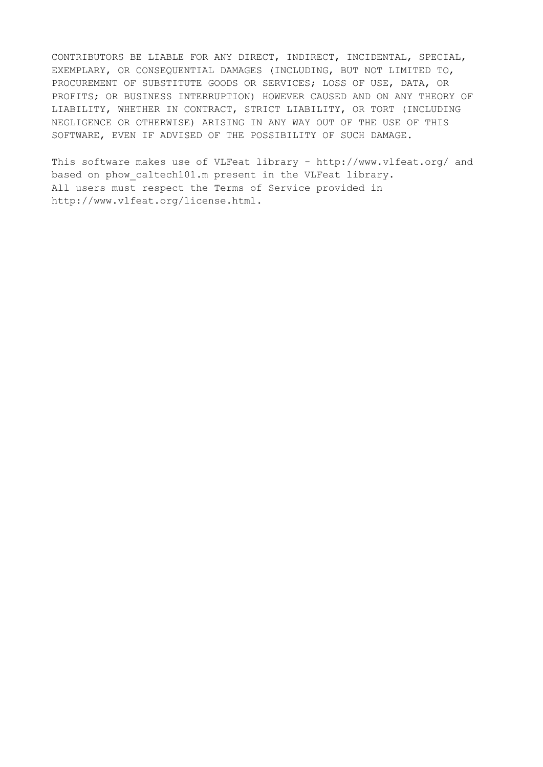CONTRIBUTORS BE LIABLE FOR ANY DIRECT, INDIRECT, INCIDENTAL, SPECIAL, EXEMPLARY, OR CONSEQUENTIAL DAMAGES (INCLUDING, BUT NOT LIMITED TO, PROCUREMENT OF SUBSTITUTE GOODS OR SERVICES; LOSS OF USE, DATA, OR PROFITS; OR BUSINESS INTERRUPTION) HOWEVER CAUSED AND ON ANY THEORY OF LIABILITY, WHETHER IN CONTRACT, STRICT LIABILITY, OR TORT (INCLUDING NEGLIGENCE OR OTHERWISE) ARISING IN ANY WAY OUT OF THE USE OF THIS SOFTWARE, EVEN IF ADVISED OF THE POSSIBILITY OF SUCH DAMAGE.

This software makes use of VLFeat library - http://www.vlfeat.org/ and based on phow_caltech101.m present in the VLFeat library.
All users must respect the Terms of Service provided in http://www.vlfeat.org/license.html.